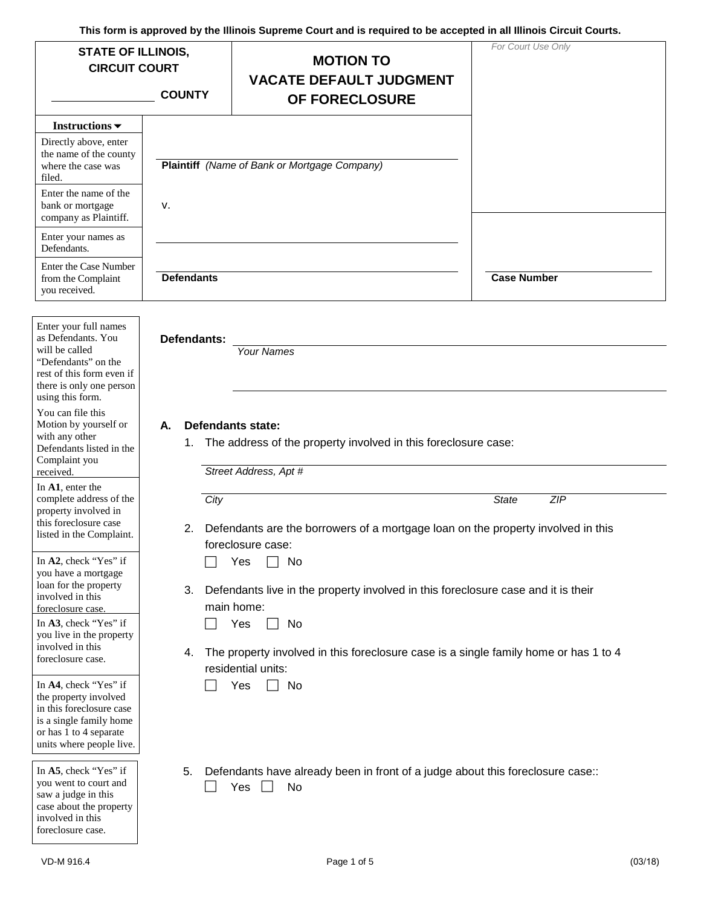This form is approved by the Illinois Supreme Court and is required to be accepted in all Illinois Circuit Courts.

| STATE OF ILLINOIS, CIRCUIT COURT ________ COUNTY | MOTION TO VACATE DEFAULT JUDGMENT OF FORECLOSURE | *For Court Use Only* |
|---|---|---|

**Instructions ▼**

| Instructions | |
|---|---|
| Directly above, enter the name of the county where the case was filed. | ________________ **Plaintiff** *(Name of Bank or Mortgage Company)* |
| Enter the name of the bank or mortgage company as Plaintiff. | v. |
| Enter your names as Defendants. | ________________ |
| Enter the Case Number from the Complaint you received. | ________________ **Defendants** ________________ **Case Number** |

*Enter your full names as Defendants. You will be called "Defendants" on the rest of this form even if there is only one person using this form.*

*You can file this Motion by yourself or with any other Defendants listed in the Complaint you received.*

**Defendants:** ________________
*Your Names*

________________

**A. Defendants state:**

*In **A1**, enter the complete address of the property involved in this foreclosure case listed in the Complaint.*

1. The address of the property involved in this foreclosure case:

   ________________
   *Street Address, Apt #*

   ________________
   *City* *State* *ZIP*

*In **A2**, check "Yes" if you have a mortgage loan for the property involved in this foreclosure case.*

2. Defendants are the borrowers of a mortgage loan on the property involved in this foreclosure case:
   ☐ Yes ☐ No

*In **A3**, check "Yes" if you live in the property involved in this foreclosure case.*

3. Defendants live in the property involved in this foreclosure case and it is their main home:
   ☐ Yes ☐ No

*In **A4**, check "Yes" if the property involved in this foreclosure case is a single family home or has 1 to 4 separate units where people live.*

4. The property involved in this foreclosure case is a single family home or has 1 to 4 residential units:
   ☐ Yes ☐ No

*In **A5**, check "Yes" if you went to court and saw a judge in this case about the property involved in this foreclosure case.*

5. Defendants have already been in front of a judge about this foreclosure case::
   ☐ Yes ☐ No

VD-M 916.4 (03/18)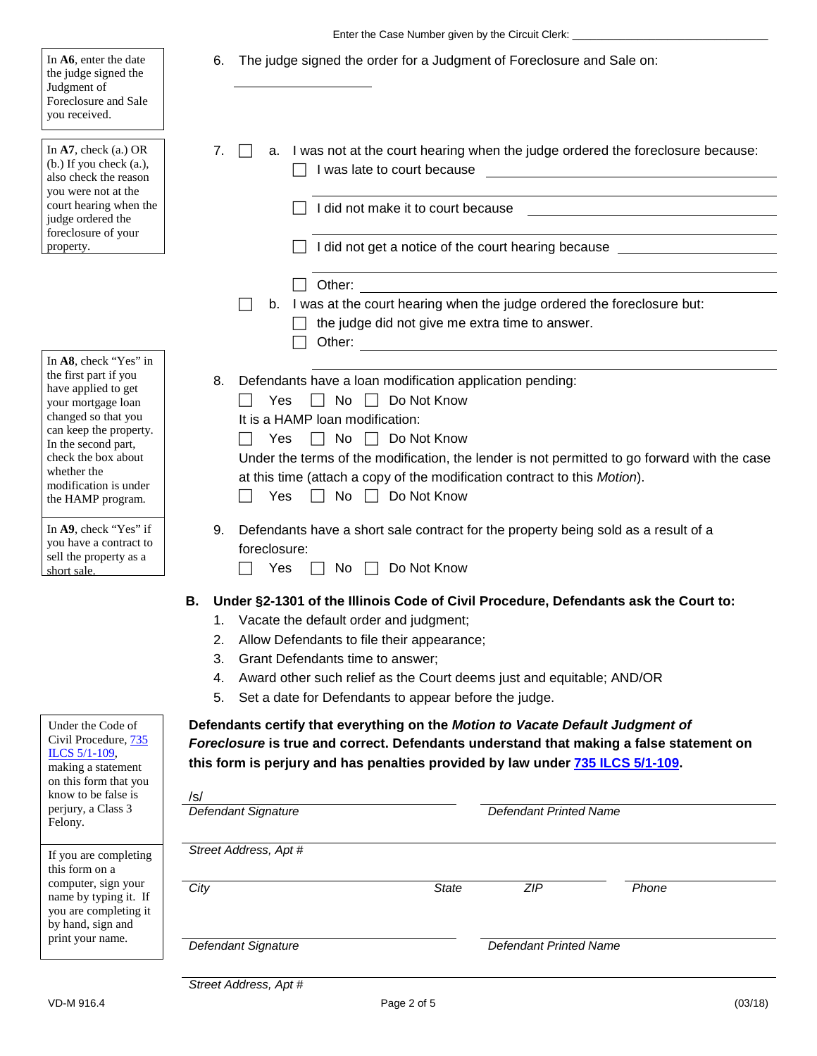Enter the Case Number given by the Circuit Clerk: ______________________________

> In **A6**, enter the date the judge signed the Judgment of Foreclosure and Sale you received.

6. The judge signed the order for a Judgment of Foreclosure and Sale on:

   ____________________

> In **A7**, check (a.) OR (b.) If you check (a.), also check the reason you were not at the court hearing when the judge ordered the foreclosure of your property.

7. ☐ a. I was not at the court hearing when the judge ordered the foreclosure because:
   - ☐ I was late to court because ______________________________
   - ☐ I did not make it to court because ______________________________
   - ☐ I did not get a notice of the court hearing because ______________________________
   - ☐ Other: ______________________________

   ☐ b. I was at the court hearing when the judge ordered the foreclosure but:
   - ☐ the judge did not give me extra time to answer.
   - ☐ Other: ______________________________

> In **A8**, check "Yes" in the first part if you have applied to get your mortgage loan changed so that you can keep the property. In the second part, check the box about whether the modification is under the HAMP program.

8. Defendants have a loan modification application pending:

   ☐ Yes ☐ No ☐ Do Not Know

   It is a HAMP loan modification:

   ☐ Yes ☐ No ☐ Do Not Know

   Under the terms of the modification, the lender is not permitted to go forward with the case at this time (attach a copy of the modification contract to this *Motion*).

   ☐ Yes ☐ No ☐ Do Not Know

> In **A9**, check "Yes" if you have a contract to sell the property as a short sale.

9. Defendants have a short sale contract for the property being sold as a result of a foreclosure:

   ☐ Yes ☐ No ☐ Do Not Know

**B. Under §2-1301 of the Illinois Code of Civil Procedure, Defendants ask the Court to:**

1. Vacate the default order and judgment;
2. Allow Defendants to file their appearance;
3. Grant Defendants time to answer;
4. Award other such relief as the Court deems just and equitable; AND/OR
5. Set a date for Defendants to appear before the judge.

> Under the Code of Civil Procedure, 735 ILCS 5/1-109, making a statement on this form that you know to be false is perjury, a Class 3 Felony.

**Defendants certify that everything on the *Motion to Vacate Default Judgment of Foreclosure* is true and correct. Defendants understand that making a false statement on this form is perjury and has penalties provided by law under 735 ILCS 5/1-109.**

> If you are completing this form on a computer, sign your name by typing it. If you are completing it by hand, sign and print your name.

/s/ ______________________________ ______________________________
*Defendant Signature* *Defendant Printed Name*

______________________________
*Street Address, Apt #*

______________________________ ______________________________
*City* *State* *ZIP* *Phone*

______________________________ ______________________________
*Defendant Signature* *Defendant Printed Name*

______________________________
*Street Address, Apt #*

VD-M 916.4 (03/18)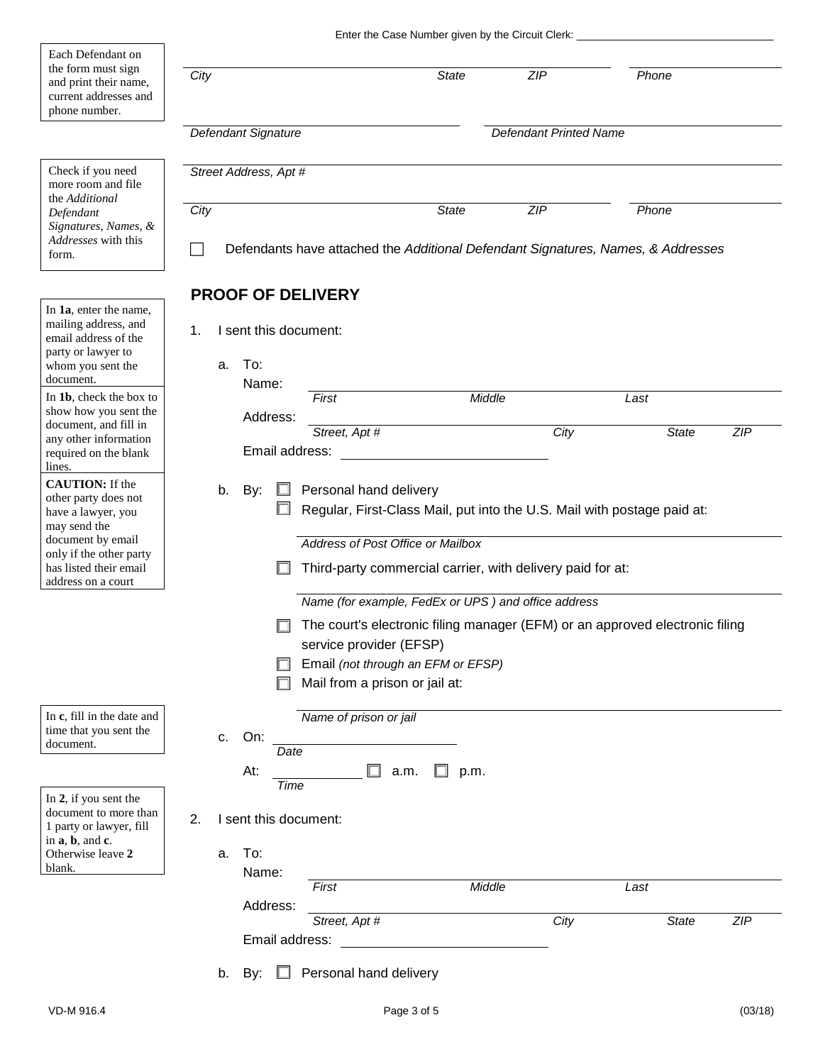Enter the Case Number given by the Circuit Clerk: ______________________________

> Each Defendant on the form must sign and print their name, current addresses and phone number.

______________________________________________________________________
*City* *State* *ZIP* *Phone*

______________________________________________________________________
*Defendant Signature* *Defendant Printed Name*

______________________________________________________________________
*Street Address, Apt #*

______________________________________________________________________
*City* *State* *ZIP* *Phone*

> Check if you need more room and file the *Additional Defendant Signatures, Names, & Addresses* with this form.

☐ Defendants have attached the *Additional Defendant Signatures, Names, & Addresses*

## PROOF OF DELIVERY

> In **1a**, enter the name, mailing address, and email address of the party or lawyer to whom you sent the document.
>
> In **1b**, check the box to show how you sent the document, and fill in any other information required on the blank lines.
>
> **CAUTION:** If the other party does not have a lawyer, you may send the document by email only if the other party has listed their email address on a court

1. I sent this document:

   a. To:
   Name: ______________________________________________
   *First* *Middle* *Last*
   Address: ______________________________________________
   *Street, Apt #* *City* *State* *ZIP*
   Email address: ______________________

   b. By:
   ☐ Personal hand delivery
   ☐ Regular, First-Class Mail, put into the U.S. Mail with postage paid at:
   ______________________________________________
   *Address of Post Office or Mailbox*
   ☐ Third-party commercial carrier, with delivery paid for at:
   ______________________________________________
   *Name (for example, FedEx or UPS ) and office address*
   ☐ The court's electronic filing manager (EFM) or an approved electronic filing service provider (EFSP)
   ☐ Email *(not through an EFM or EFSP)*
   ☐ Mail from a prison or jail at:
   ______________________________________________
   *Name of prison or jail*

> In **c**, fill in the date and time that you sent the document.

   c. On: ______________________
   *Date*
   At: ____________ ☐ a.m. ☐ p.m.
   *Time*

> In **2**, if you sent the document to more than 1 party or lawyer, fill in **a**, **b**, and **c**. Otherwise leave **2** blank.

2. I sent this document:

   a. To:
   Name: ______________________________________________
   *First* *Middle* *Last*
   Address: ______________________________________________
   *Street, Apt #* *City* *State* *ZIP*
   Email address: ______________________

   b. By: ☐ Personal hand delivery

VD-M 916.4 (03/18)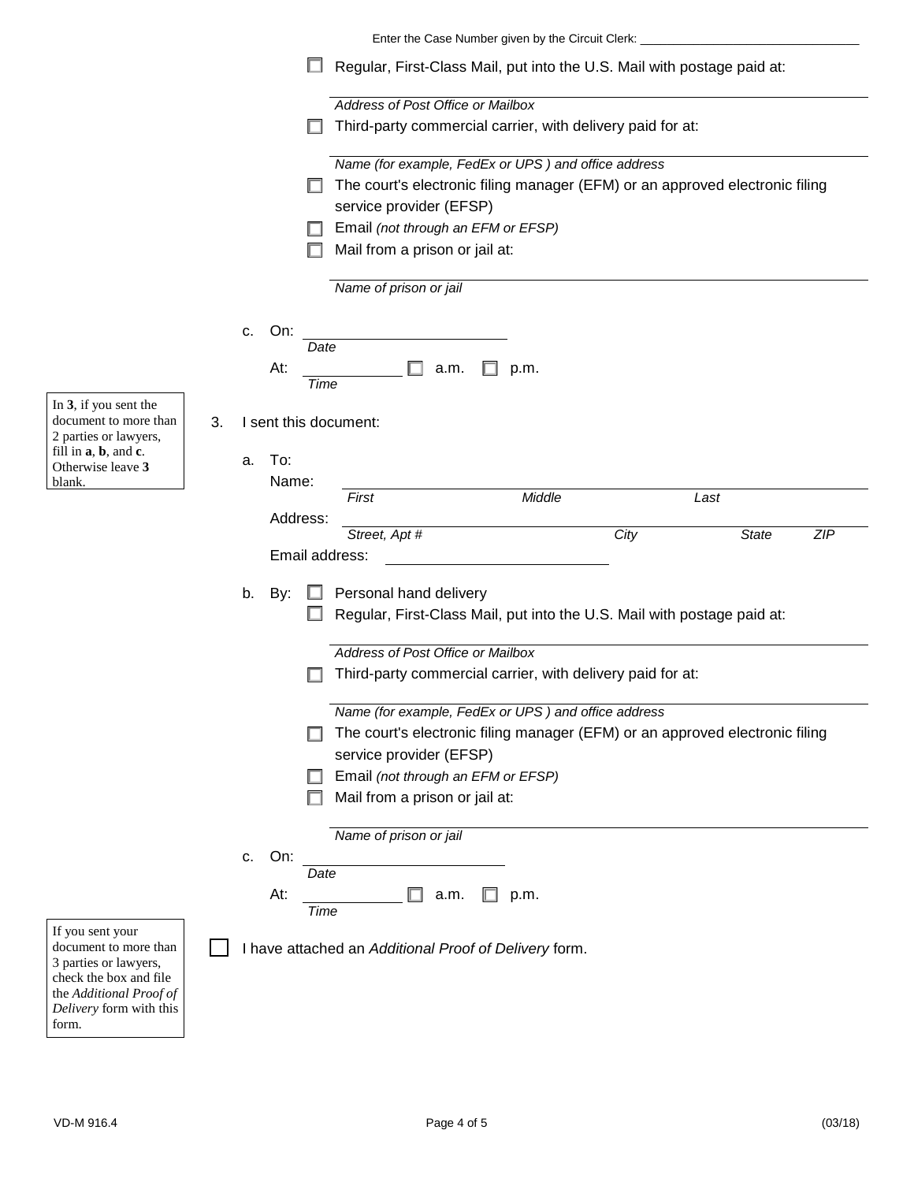Enter the Case Number given by the Circuit Clerk: _______________

- ☐ Regular, First-Class Mail, put into the U.S. Mail with postage paid at:

  _______________
  *Address of Post Office or Mailbox*
- ☐ Third-party commercial carrier, with delivery paid for at:

  _______________
  *Name (for example, FedEx or UPS ) and office address*
- ☐ The court's electronic filing manager (EFM) or an approved electronic filing service provider (EFSP)
- ☐ Email *(not through an EFM or EFSP)*
- ☐ Mail from a prison or jail at:

  _______________
  *Name of prison or jail*

c. On: _______________
*Date*

At: _______________ ☐ a.m. ☐ p.m.
*Time*

In **3**, if you sent the document to more than 2 parties or lawyers, fill in **a**, **b**, and **c**. Otherwise leave **3** blank.

3. I sent this document:

a. To:

Name: _______________
*First* *Middle* *Last*

Address: _______________
*Street, Apt #* *City* *State* *ZIP*

Email address: _______________

b. By:
- ☐ Personal hand delivery
- ☐ Regular, First-Class Mail, put into the U.S. Mail with postage paid at:

  _______________
  *Address of Post Office or Mailbox*
- ☐ Third-party commercial carrier, with delivery paid for at:

  _______________
  *Name (for example, FedEx or UPS ) and office address*
- ☐ The court's electronic filing manager (EFM) or an approved electronic filing service provider (EFSP)
- ☐ Email *(not through an EFM or EFSP)*
- ☐ Mail from a prison or jail at:

  _______________
  *Name of prison or jail*

c. On: _______________
*Date*

At: _______________ ☐ a.m. ☐ p.m.
*Time*

If you sent your document to more than 3 parties or lawyers, check the box and file the *Additional Proof of Delivery* form with this form.

☐ I have attached an *Additional Proof of Delivery* form.

VD-M 916.4 (03/18)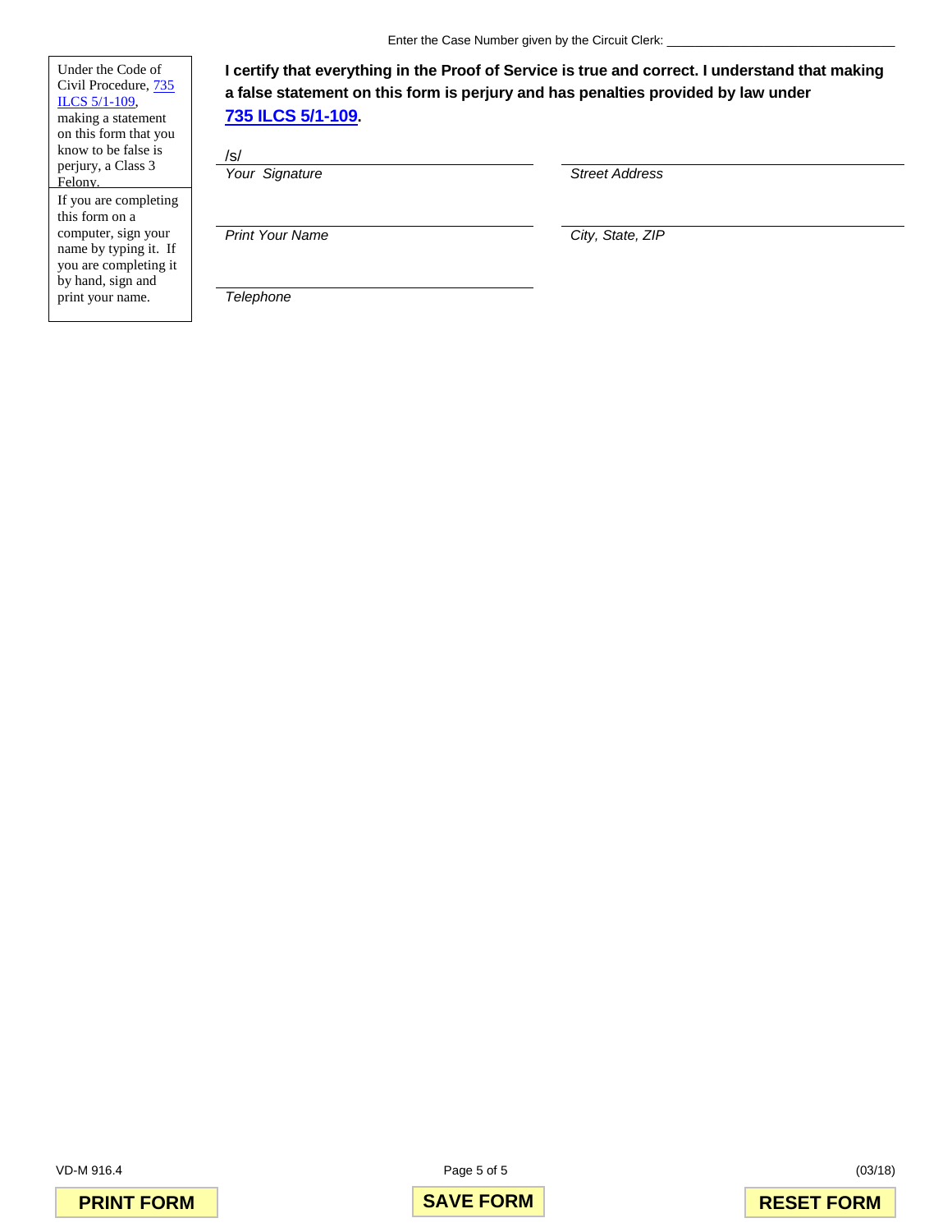Enter the Case Number given by the Circuit Clerk: _______________________________

| |
|---|
| Under the Code of Civil Procedure, 735 ILCS 5/1-109, making a statement on this form that you know to be false is perjury, a Class 3 Felony. |
| If you are completing this form on a computer, sign your name by typing it. If you are completing it by hand, sign and print your name. |

**I certify that everything in the Proof of Service is true and correct. I understand that making a false statement on this form is perjury and has penalties provided by law under 735 ILCS 5/1-109.**

/s/ ______________________________
*Your Signature*

______________________________
*Print Your Name*

______________________________
*Telephone*

______________________________
*Street Address*

______________________________
*City, State, ZIP*

VD-M 916.4

(03/18)

PRINT FORM | SAVE FORM | RESET FORM